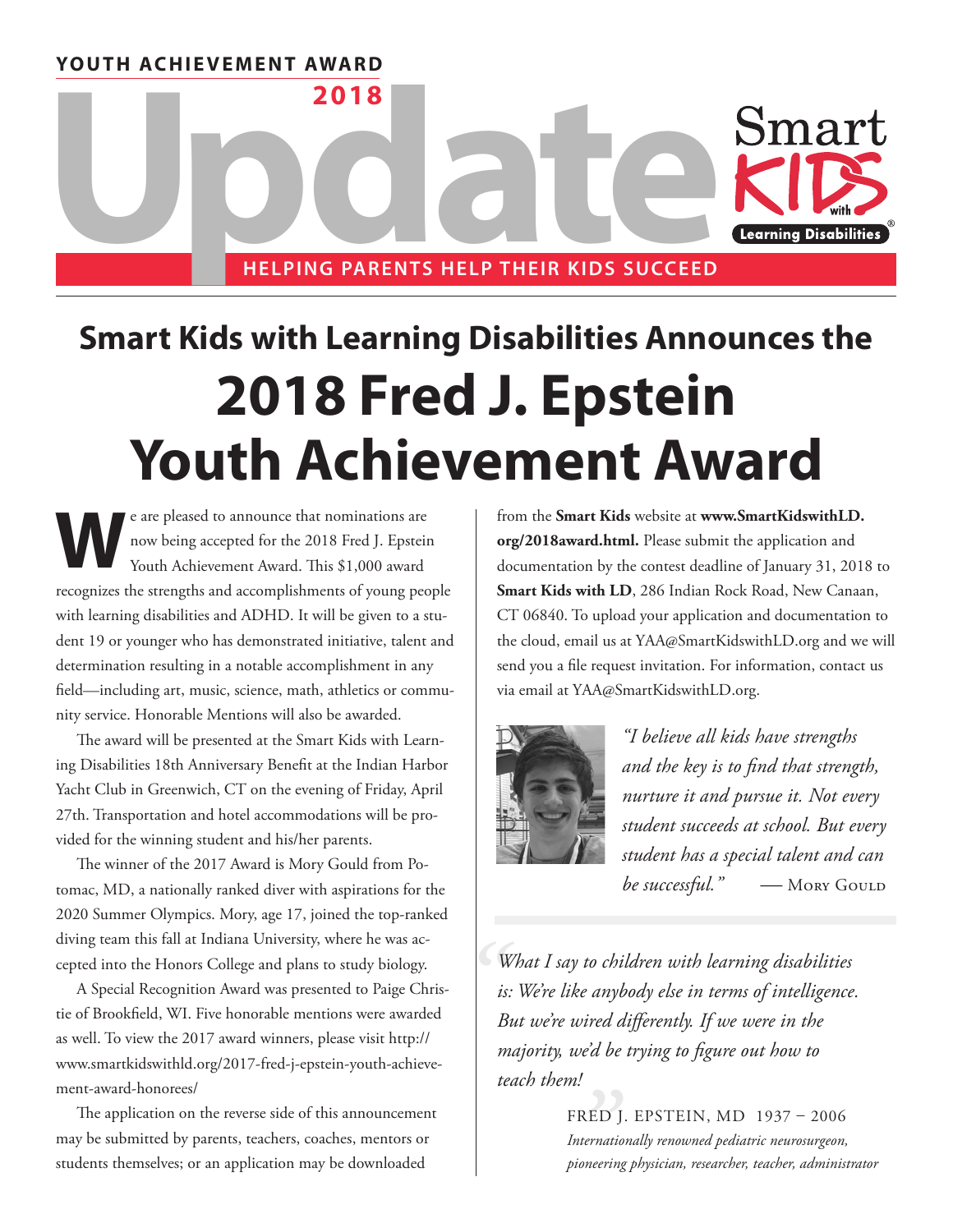YOUTH ACHIEVEMENT AWARD

2018

# Update

Smart KIDS with Learning Disabilities®

HELPING PARENTS HELP THEIR KIDS SUCCEED

## Smart Kids with Learning Disabilities Announces the

# 2018 Fred J. Epstein Youth Achievement Award

We are pleased to announce that nominations are now being accepted for the 2018 Fred J. Epstein Youth Achievement Award. This $1,000 award recognizes the strengths and accomplishments of young people with learning disabilities and ADHD. It will be given to a student 19 or younger who has demonstrated initiative, talent and determination resulting in a notable accomplishment in any field—including art, music, science, math, athletics or community service. Honorable Mentions will also be awarded.

The award will be presented at the Smart Kids with Learning Disabilities 18th Anniversary Benefit at the Indian Harbor Yacht Club in Greenwich, CT on the evening of Friday, April 27th. Transportation and hotel accommodations will be provided for the winning student and his/her parents.

The winner of the 2017 Award is Mory Gould from Potomac, MD, a nationally ranked diver with aspirations for the 2020 Summer Olympics. Mory, age 17, joined the top-ranked diving team this fall at Indiana University, where he was accepted into the Honors College and plans to study biology.

A Special Recognition Award was presented to Paige Christie of Brookfield, WI. Five honorable mentions were awarded as well. To view the 2017 award winners, please visit http://www.smartkidswithld.org/2017-fred-j-epstein-youth-achievement-award-honorees/

The application on the reverse side of this announcement may be submitted by parents, teachers, coaches, mentors or students themselves; or an application may be downloaded from the **Smart Kids** website at **www.SmartKidswithLD.org/2018award.html.** Please submit the application and documentation by the contest deadline of January 31, 2018 to **Smart Kids with LD**, 286 Indian Rock Road, New Canaan, CT 06840. To upload your application and documentation to the cloud, email us at YAA@SmartKidswithLD.org and we will send you a file request invitation. For information, contact us via email at YAA@SmartKidswithLD.org.

*"I believe all kids have strengths and the key is to find that strength, nurture it and pursue it. Not every student succeeds at school. But every student has a special talent and can be successful."* — Mory Gould

*"What I say to children with learning disabilities is: We're like anybody else in terms of intelligence. But we're wired differently. If we were in the majority, we'd be trying to figure out how to teach them!"*

FRED J. EPSTEIN, MD 1937 – 2006
*Internationally renowned pediatric neurosurgeon, pioneering physician, researcher, teacher, administrator*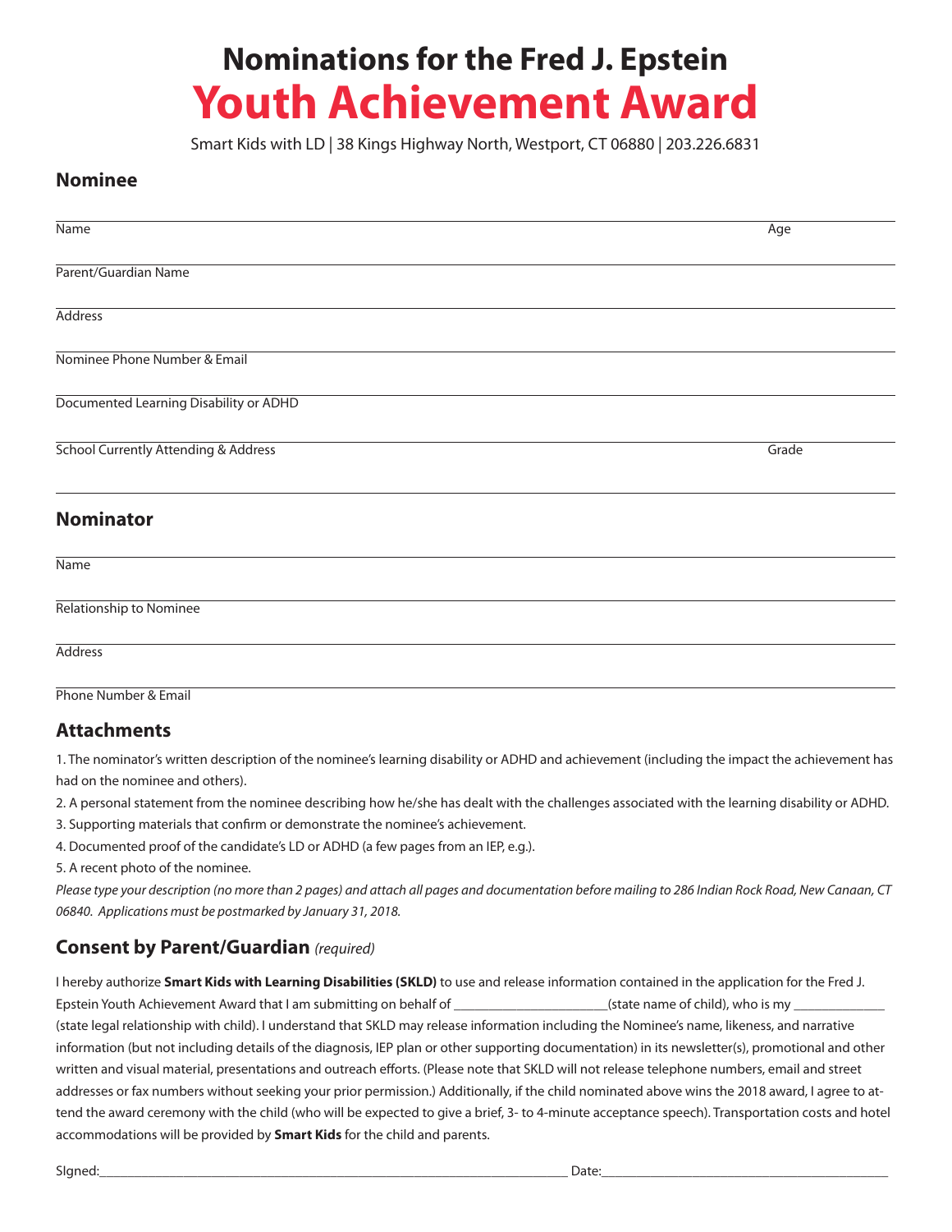# Nominations for the Fred J. Epstein
# Youth Achievement Award

Smart Kids with LD | 38 Kings Highway North, Westport, CT 06880 | 203.226.6831

## Nominee

Name Age

Parent/Guardian Name

Address

Nominee Phone Number & Email

Documented Learning Disability or ADHD

School Currently Attending & Address Grade

## Nominator

Name

Relationship to Nominee

Address

Phone Number & Email

## Attachments

1. The nominator's written description of the nominee's learning disability or ADHD and achievement (including the impact the achievement has had on the nominee and others).
2. A personal statement from the nominee describing how he/she has dealt with the challenges associated with the learning disability or ADHD.
3. Supporting materials that confirm or demonstrate the nominee's achievement.
4. Documented proof of the candidate's LD or ADHD (a few pages from an IEP, e.g.).
5. A recent photo of the nominee.

*Please type your description (no more than 2 pages) and attach all pages and documentation before mailing to 286 Indian Rock Road, New Canaan, CT 06840. Applications must be postmarked by January 31, 2018.*

## Consent by Parent/Guardian *(required)*

I hereby authorize **Smart Kids with Learning Disabilities (SKLD)** to use and release information contained in the application for the Fred J. Epstein Youth Achievement Award that I am submitting on behalf of ______________________(state name of child), who is my _____________ (state legal relationship with child). I understand that SKLD may release information including the Nominee's name, likeness, and narrative information (but not including details of the diagnosis, IEP plan or other supporting documentation) in its newsletter(s), promotional and other written and visual material, presentations and outreach efforts. (Please note that SKLD will not release telephone numbers, email and street addresses or fax numbers without seeking your prior permission.) Additionally, if the child nominated above wins the 2018 award, I agree to attend the award ceremony with the child (who will be expected to give a brief, 3- to 4-minute acceptance speech). Transportation costs and hotel accommodations will be provided by **Smart Kids** for the child and parents.

SIgned:______________________________________________________________________ Date:__________________________________________